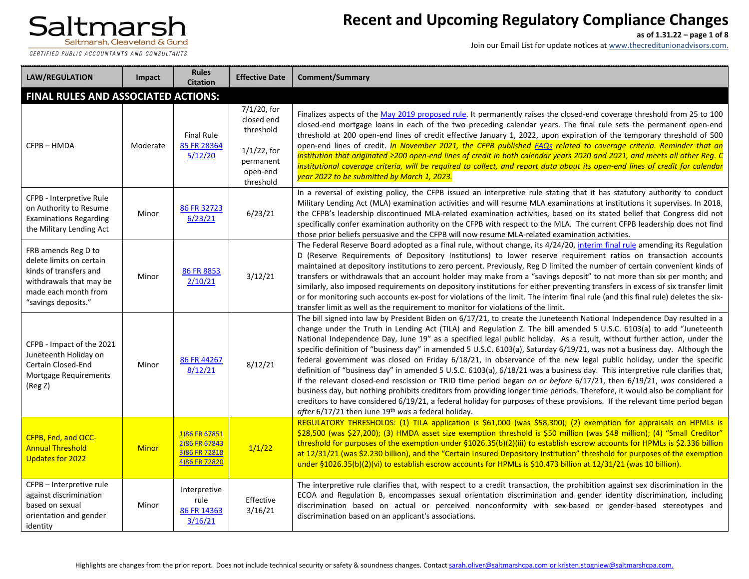# Recent and Upcoming Regulatory Compliance Changes

**as of 1.31.22**

Join our Email List for update notices at www.thecreditunionadvisors.com.

| LAW/REGULATION | Impact | Rules Citation | Effective Date | Comment/Summary |
|---|---|---|---|---|
| **FINAL RULES AND ASSOCIATED ACTIONS:** | | | | |
| CFPB – HMDA | Moderate | Final Rule 85 FR 28364 5/12/20 | 7/1/20, for closed end threshold<br><br>1/1/22, for permanent open-end threshold | Finalizes aspects of the May 2019 proposed rule. It permanently raises the closed-end coverage threshold from 25 to 100 closed-end mortgage loans in each of the two preceding calendar years. The final rule sets the permanent open-end threshold at 200 open-end lines of credit effective January 1, 2022, upon expiration of the temporary threshold of 500 open-end lines of credit. *In November 2021, the CFPB published FAQs related to coverage criteria. Reminder that an institution that originated ≥200 open-end lines of credit in both calendar years 2020 and 2021, and meets all other Reg. C institutional coverage criteria, will be required to collect, and report data about its open-end lines of credit for calendar year 2022 to be submitted by March 1, 2023.* |
| CFPB - Interpretive Rule on Authority to Resume Examinations Regarding the Military Lending Act | Minor | 86 FR 32723 6/23/21 | 6/23/21 | In a reversal of existing policy, the CFPB issued an interpretive rule stating that it has statutory authority to conduct Military Lending Act (MLA) examination activities and will resume MLA examinations at institutions it supervises. In 2018, the CFPB's leadership discontinued MLA-related examination activities, based on its stated belief that Congress did not specifically confer examination authority on the CFPB with respect to the MLA. The current CFPB leadership does not find those prior beliefs persuasive and the CFPB will now resume MLA-related examination activities. |
| FRB amends Reg D to delete limits on certain kinds of transfers and withdrawals that may be made each month from "savings deposits." | Minor | 86 FR 8853 2/10/21 | 3/12/21 | The Federal Reserve Board adopted as a final rule, without change, its 4/24/20, interim final rule amending its Regulation D (Reserve Requirements of Depository Institutions) to lower reserve requirement ratios on transaction accounts maintained at depository institutions to zero percent. Previously, Reg D limited the number of certain convenient kinds of transfers or withdrawals that an account holder may make from a "savings deposit" to not more than six per month; and similarly, also imposed requirements on depository institutions for either preventing transfers in excess of six transfer limit or for monitoring such accounts ex-post for violations of the limit. The interim final rule (and this final rule) deletes the six-transfer limit as well as the requirement to monitor for violations of the limit. |
| CFPB - Impact of the 2021 Juneteenth Holiday on Certain Closed-End Mortgage Requirements (Reg Z) | Minor | 86 FR 44267 8/12/21 | 8/12/21 | The bill signed into law by President Biden on 6/17/21, to create the Juneteenth National Independence Day resulted in a change under the Truth in Lending Act (TILA) and Regulation Z. The bill amended 5 U.S.C. 6103(a) to add "Juneteenth National Independence Day, June 19" as a specified legal public holiday. As a result, without further action, under the specific definition of "business day" in amended 5 U.S.C. 6103(a), Saturday 6/19/21, was not a business day. Although the federal government was closed on Friday 6/18/21, in observance of the new legal public holiday, under the specific definition of "business day" in amended 5 U.S.C. 6103(a), 6/18/21 was a business day. This interpretive rule clarifies that, if the relevant closed-end rescission or TRID time period began *on or before* 6/17/21, then 6/19/21, *was* considered a business day, but nothing prohibits creditors from providing longer time periods. Therefore, it would also be compliant for creditors to have considered 6/19/21, a federal holiday for purposes of these provisions. If the relevant time period began *after* 6/17/21 then June 19th *was* a federal holiday. |
| CFPB, Fed, and OCC-Annual Threshold Updates for 2022 | Minor | 1)86 FR 67851<br>2)86 FR 67843<br>3)86 FR 72818<br>4)86 FR 72820 | 1/1/22 | REGULATORY THRESHOLDS: (1) TILA application is $61,000 (was $58,300); (2) exemption for appraisals on HPMLs is $28,500 (was $27,200); (3) HMDA asset size exemption threshold is $50 million (was $48 million); (4) "Small Creditor" threshold for purposes of the exemption under §1026.35(b)(2)(iii) to establish escrow accounts for HPMLs is $2.336 billion at 12/31/21 (was $2.230 billion), and the "Certain Insured Depository Institution" threshold for purposes of the exemption under §1026.35(b)(2)(vi) to establish escrow accounts for HPMLs is $10.473 billion at 12/31/21 (was 10 billion). |
| CFPB – Interpretive rule against discrimination based on sexual orientation and gender identity | Minor | Interpretive rule 86 FR 14363 3/16/21 | Effective 3/16/21 | The interpretive rule clarifies that, with respect to a credit transaction, the prohibition against sex discrimination in the ECOA and Regulation B, encompasses sexual orientation discrimination and gender identity discrimination, including discrimination based on actual or perceived nonconformity with sex-based or gender-based stereotypes and discrimination based on an applicant's associations. |

Highlights are changes from the prior report. Does not include technical security or safety & soundness changes. Contact sarah.oliver@saltmarshcpa.com or kristen.stogniew@saltmarshcpa.com.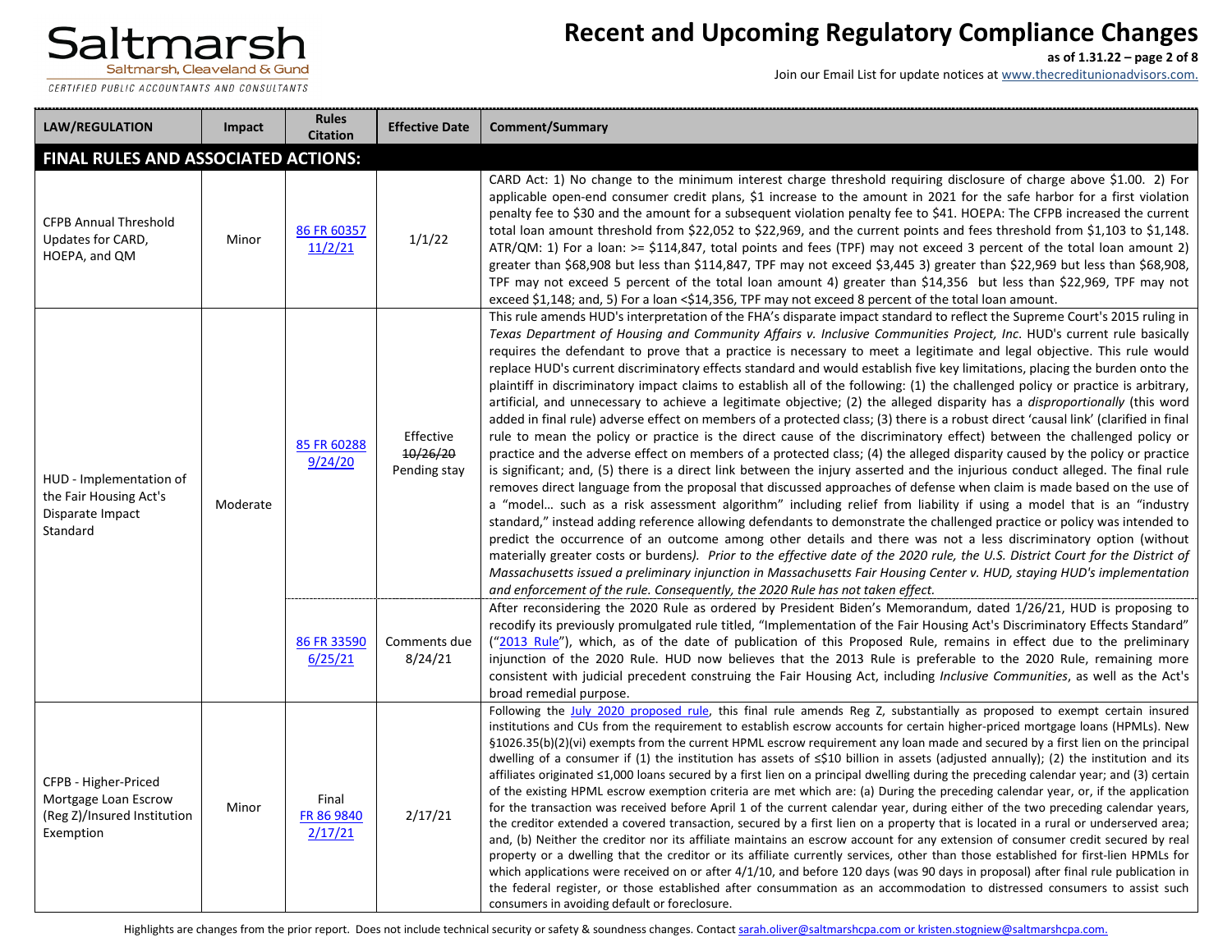| LAW/REGULATION | Impact | Rules Citation | Effective Date | Comment/Summary |
|---|---|---|---|---|
| **FINAL RULES AND ASSOCIATED ACTIONS:** | | | | |
| CFPB Annual Threshold Updates for CARD, HOEPA, and QM | Minor | 86 FR 60357 11/2/21 | 1/1/22 | CARD Act: 1) No change to the minimum interest charge threshold requiring disclosure of charge above $1.00. 2) For applicable open-end consumer credit plans, $1 increase to the amount in 2021 for the safe harbor for a first violation penalty fee to $30 and the amount for a subsequent violation penalty fee to $41. HOEPA: The CFPB increased the current total loan amount threshold from $22,052 to $22,969, and the current points and fees threshold from $1,103 to $1,148. ATR/QM: 1) For a loan: >= $114,847, total points and fees (TPF) may not exceed 3 percent of the total loan amount 2) greater than $68,908 but less than $114,847, TPF may not exceed $3,445 3) greater than $22,969 but less than $68,908, TPF may not exceed 5 percent of the total loan amount 4) greater than $14,356 but less than $22,969, TPF may not exceed $1,148; and, 5) For a loan <$14,356, TPF may not exceed 8 percent of the total loan amount. |
| HUD - Implementation of the Fair Housing Act's Disparate Impact Standard | Moderate | 85 FR 60288 9/24/20 | Effective ~~10/26/20~~ Pending stay | This rule amends HUD's interpretation of the FHA's disparate impact standard to reflect the Supreme Court's 2015 ruling in *Texas Department of Housing and Community Affairs v. Inclusive Communities Project, Inc*. HUD's current rule basically requires the defendant to prove that a practice is necessary to meet a legitimate and legal objective. This rule would replace HUD's current discriminatory effects standard and would establish five key limitations, placing the burden onto the plaintiff in discriminatory impact claims to establish all of the following: (1) the challenged policy or practice is arbitrary, artificial, and unnecessary to achieve a legitimate objective; (2) the alleged disparity has a *disproportionally* (this word added in final rule) adverse effect on members of a protected class; (3) there is a robust direct 'causal link' (clarified in final rule to mean the policy or practice is the direct cause of the discriminatory effect) between the challenged policy or practice and the adverse effect on members of a protected class; (4) the alleged disparity caused by the policy or practice is significant; and, (5) there is a direct link between the injury asserted and the injurious conduct alleged. The final rule removes direct language from the proposal that discussed approaches of defense when claim is made based on the use of a "model… such as a risk assessment algorithm" including relief from liability if using a model that is an "industry standard," instead adding reference allowing defendants to demonstrate the challenged practice or policy was intended to predict the occurrence of an outcome among other details and there was not a less discriminatory option (without materially greater costs or burdens*). Prior to the effective date of the 2020 rule, the U.S. District Court for the District of Massachusetts issued a preliminary injunction in Massachusetts Fair Housing Center v. HUD, staying HUD's implementation and enforcement of the rule. Consequently, the 2020 Rule has not taken effect.* |
| | | 86 FR 33590 6/25/21 | Comments due 8/24/21 | After reconsidering the 2020 Rule as ordered by President Biden's Memorandum, dated 1/26/21, HUD is proposing to recodify its previously promulgated rule titled, "Implementation of the Fair Housing Act's Discriminatory Effects Standard" ("2013 Rule"), which, as of the date of publication of this Proposed Rule, remains in effect due to the preliminary injunction of the 2020 Rule. HUD now believes that the 2013 Rule is preferable to the 2020 Rule, remaining more consistent with judicial precedent construing the Fair Housing Act, including *Inclusive Communities*, as well as the Act's broad remedial purpose. |
| CFPB - Higher-Priced Mortgage Loan Escrow (Reg Z)/Insured Institution Exemption | Minor | Final FR 86 9840 2/17/21 | 2/17/21 | Following the July 2020 proposed rule, this final rule amends Reg Z, substantially as proposed to exempt certain insured institutions and CUs from the requirement to establish escrow accounts for certain higher-priced mortgage loans (HPMLs). New §1026.35(b)(2)(vi) exempts from the current HPML escrow requirement any loan made and secured by a first lien on the principal dwelling of a consumer if (1) the institution has assets of ≤$10 billion in assets (adjusted annually); (2) the institution and its affiliates originated ≤1,000 loans secured by a first lien on a principal dwelling during the preceding calendar year; and (3) certain of the existing HPML escrow exemption criteria are met which are: (a) During the preceding calendar year, or, if the application for the transaction was received before April 1 of the current calendar year, during either of the two preceding calendar years, the creditor extended a covered transaction, secured by a first lien on a property that is located in a rural or underserved area; and, (b) Neither the creditor nor its affiliate maintains an escrow account for any extension of consumer credit secured by real property or a dwelling that the creditor or its affiliate currently services, other than those established for first-lien HPMLs for which applications were received on or after 4/1/10, and before 120 days (was 90 days in proposal) after final rule publication in the federal register, or those established after consummation as an accommodation to distressed consumers to assist such consumers in avoiding default or foreclosure. |

Highlights are changes from the prior report. Does not include technical security or safety & soundness changes. Contact sarah.oliver@saltmarshcpa.com or kristen.stogniew@saltmarshcpa.com.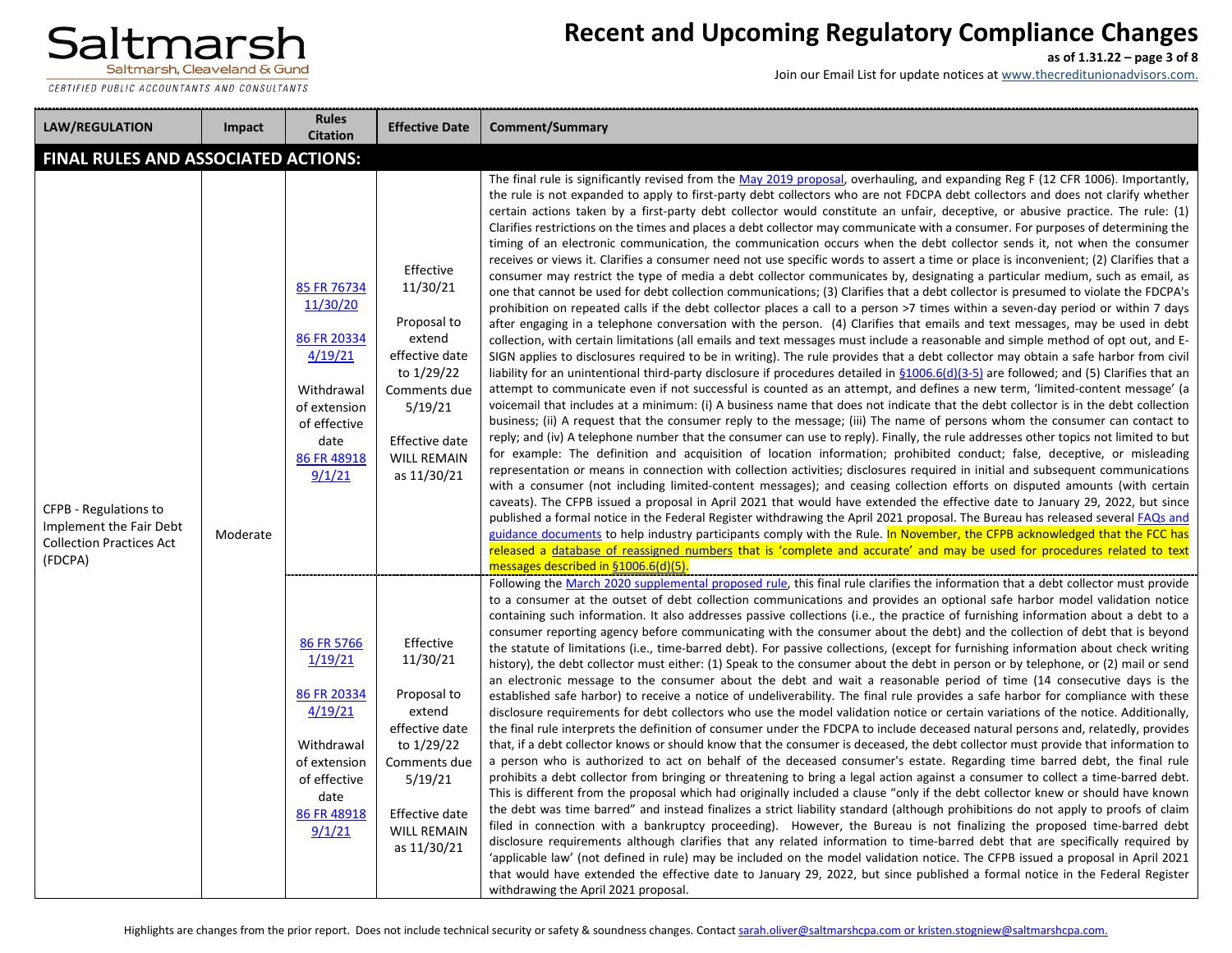| LAW/REGULATION | Impact | Rules Citation | Effective Date | Comment/Summary |
|---|---|---|---|---|
| **FINAL RULES AND ASSOCIATED ACTIONS:** | | | | |
| CFPB - Regulations to Implement the Fair Debt Collection Practices Act (FDCPA) | Moderate | 85 FR 76734 11/30/20<br><br>86 FR 20334 4/19/21<br><br>Withdrawal of extension of effective date 86 FR 48918 9/1/21 | Effective 11/30/21<br><br>Proposal to extend effective date to 1/29/22 Comments due 5/19/21<br><br>Effective date WILL REMAIN as 11/30/21 | The final rule is significantly revised from the May 2019 proposal, overhauling, and expanding Reg F (12 CFR 1006). Importantly, the rule is not expanded to apply to first-party debt collectors who are not FDCPA debt collectors and does not clarify whether certain actions taken by a first-party debt collector would constitute an unfair, deceptive, or abusive practice. The rule: (1) Clarifies restrictions on the times and places a debt collector may communicate with a consumer. For purposes of determining the timing of an electronic communication, the communication occurs when the debt collector sends it, not when the consumer receives or views it. Clarifies a consumer need not use specific words to assert a time or place is inconvenient; (2) Clarifies that a consumer may restrict the type of media a debt collector communicates by, designating a particular medium, such as email, as one that cannot be used for debt collection communications; (3) Clarifies that a debt collector is presumed to violate the FDCPA's prohibition on repeated calls if the debt collector places a call to a person >7 times within a seven-day period or within 7 days after engaging in a telephone conversation with the person. (4) Clarifies that emails and text messages, may be used in debt collection, with certain limitations (all emails and text messages must include a reasonable and simple method of opt out, and E-SIGN applies to disclosures required to be in writing). The rule provides that a debt collector may obtain a safe harbor from civil liability for an unintentional third-party disclosure if procedures detailed in §1006.6(d)(3-5) are followed; and (5) Clarifies that an attempt to communicate even if not successful is counted as an attempt, and defines a new term, 'limited-content message' (a voicemail that includes at a minimum: (i) A business name that does not indicate that the debt collector is in the debt collection business; (ii) A request that the consumer reply to the message; (iii) The name of persons whom the consumer can contact to reply; and (iv) A telephone number that the consumer can use to reply). Finally, the rule addresses other topics not limited to but for example: The definition and acquisition of location information; prohibited conduct; false, deceptive, or misleading representation or means in connection with collection activities; disclosures required in initial and subsequent communications with a consumer (not including limited-content messages); and ceasing collection efforts on disputed amounts (with certain caveats). The CFPB issued a proposal in April 2021 that would have extended the effective date to January 29, 2022, but since published a formal notice in the Federal Register withdrawing the April 2021 proposal. The Bureau has released several FAQs and guidance documents to help industry participants comply with the Rule. In November, the CFPB acknowledged that the FCC has released a database of reassigned numbers that is 'complete and accurate' and may be used for procedures related to text messages described in §1006.6(d)(5). |
| | | 86 FR 5766 1/19/21<br><br>86 FR 20334 4/19/21<br><br>Withdrawal of extension of effective date 86 FR 48918 9/1/21 | Effective 11/30/21<br><br>Proposal to extend effective date to 1/29/22 Comments due 5/19/21<br><br>Effective date WILL REMAIN as 11/30/21 | Following the March 2020 supplemental proposed rule, this final rule clarifies the information that a debt collector must provide to a consumer at the outset of debt collection communications and provides an optional safe harbor model validation notice containing such information. It also addresses passive collections (i.e., the practice of furnishing information about a debt to a consumer reporting agency before communicating with the consumer about the debt) and the collection of debt that is beyond the statute of limitations (i.e., time-barred debt). For passive collections, (except for furnishing information about check writing history), the debt collector must either: (1) Speak to the consumer about the debt in person or by telephone, or (2) mail or send an electronic message to the consumer about the debt and wait a reasonable period of time (14 consecutive days is the established safe harbor) to receive a notice of undeliverability. The final rule provides a safe harbor for compliance with these disclosure requirements for debt collectors who use the model validation notice or certain variations of the notice. Additionally, the final rule interprets the definition of consumer under the FDCPA to include deceased natural persons and, relatedly, provides that, if a debt collector knows or should know that the consumer is deceased, the debt collector must provide that information to a person who is authorized to act on behalf of the deceased consumer's estate. Regarding time barred debt, the final rule prohibits a debt collector from bringing or threatening to bring a legal action against a consumer to collect a time-barred debt. This is different from the proposal which had originally included a clause "only if the debt collector knew or should have known the debt was time barred" and instead finalizes a strict liability standard (although prohibitions do not apply to proofs of claim filed in connection with a bankruptcy proceeding). However, the Bureau is not finalizing the proposed time-barred debt disclosure requirements although clarifies that any related information to time-barred debt that are specifically required by 'applicable law' (not defined in rule) may be included on the model validation notice. The CFPB issued a proposal in April 2021 that would have extended the effective date to January 29, 2022, but since published a formal notice in the Federal Register withdrawing the April 2021 proposal. |

Highlights are changes from the prior report. Does not include technical security or safety & soundness changes. Contact sarah.oliver@saltmarshcpa.com or kristen.stogniew@saltmarshcpa.com.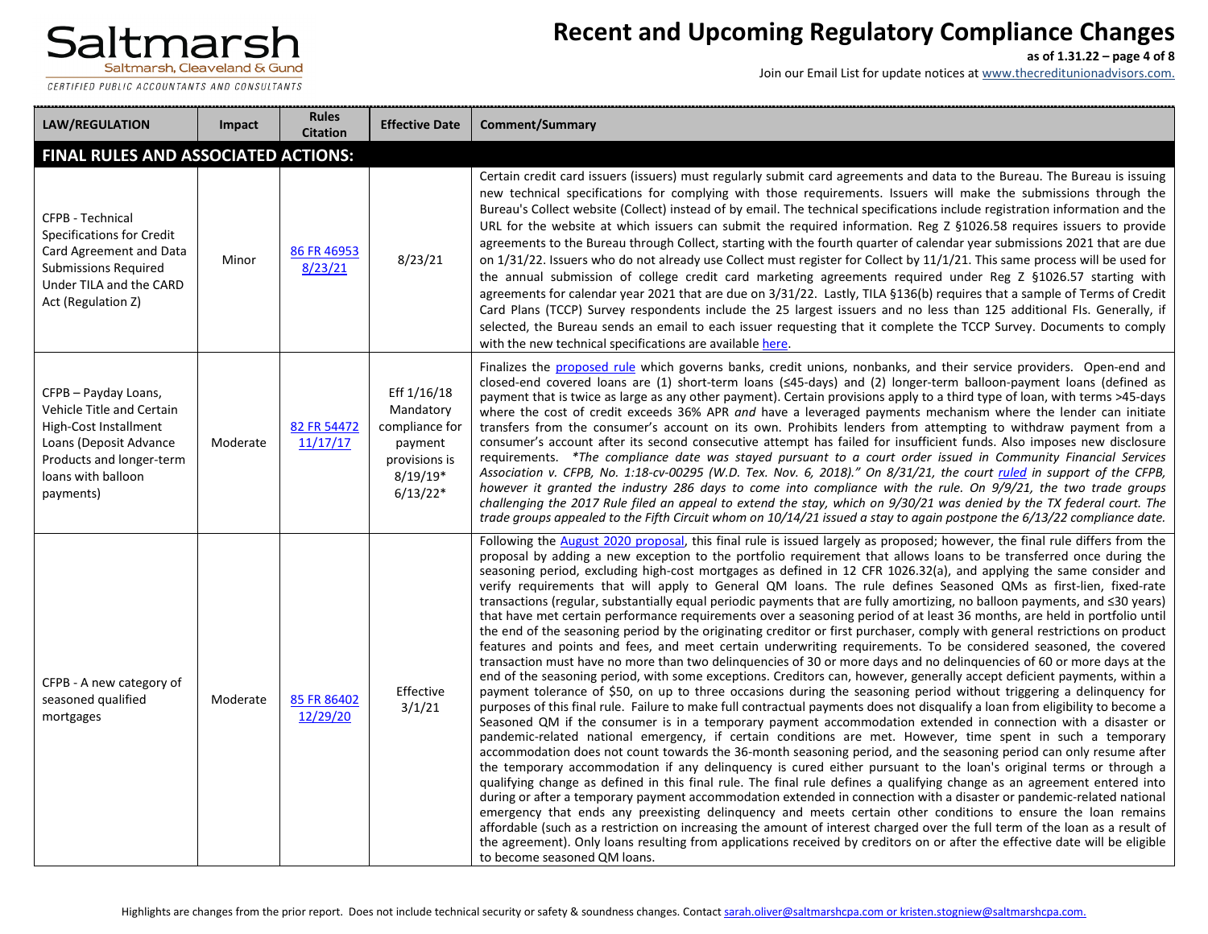# Recent and Upcoming Regulatory Compliance Changes

**as of 1.31.22**

Join our Email List for update notices at www.thecreditunionadvisors.com.

| LAW/REGULATION | Impact | Rules Citation | Effective Date | Comment/Summary |
|---|---|---|---|---|
| **FINAL RULES AND ASSOCIATED ACTIONS:** | | | | |
| CFPB - Technical Specifications for Credit Card Agreement and Data Submissions Required Under TILA and the CARD Act (Regulation Z) | Minor | 86 FR 46953 8/23/21 | 8/23/21 | Certain credit card issuers (issuers) must regularly submit card agreements and data to the Bureau. The Bureau is issuing new technical specifications for complying with those requirements. Issuers will make the submissions through the Bureau's Collect website (Collect) instead of by email. The technical specifications include registration information and the URL for the website at which issuers can submit the required information. Reg Z §1026.58 requires issuers to provide agreements to the Bureau through Collect, starting with the fourth quarter of calendar year submissions 2021 that are due on 1/31/22. Issuers who do not already use Collect must register for Collect by 11/1/21. This same process will be used for the annual submission of college credit card marketing agreements required under Reg Z §1026.57 starting with agreements for calendar year 2021 that are due on 3/31/22. Lastly, TILA §136(b) requires that a sample of Terms of Credit Card Plans (TCCP) Survey respondents include the 25 largest issuers and no less than 125 additional FIs. Generally, if selected, the Bureau sends an email to each issuer requesting that it complete the TCCP Survey. Documents to comply with the new technical specifications are available here. |
| CFPB – Payday Loans, Vehicle Title and Certain High-Cost Installment Loans (Deposit Advance Products and longer-term loans with balloon payments) | Moderate | 82 FR 54472 11/17/17 | Eff 1/16/18 Mandatory compliance for payment provisions is 8/19/19* 6/13/22* | Finalizes the proposed rule which governs banks, credit unions, nonbanks, and their service providers. Open-end and closed-end covered loans are (1) short-term loans (≤45-days) and (2) longer-term balloon-payment loans (defined as payment that is twice as large as any other payment). Certain provisions apply to a third type of loan, with terms >45-days where the cost of credit exceeds 36% APR *and* have a leveraged payments mechanism where the lender can initiate transfers from the consumer's account on its own. Prohibits lenders from attempting to withdraw payment from a consumer's account after its second consecutive attempt has failed for insufficient funds. Also imposes new disclosure requirements. *\*The compliance date was stayed pursuant to a court order issued in Community Financial Services Association v. CFPB, No. 1:18-cv-00295 (W.D. Tex. Nov. 6, 2018)." On 8/31/21, the court ruled in support of the CFPB, however it granted the industry 286 days to come into compliance with the rule. On 9/9/21, the two trade groups challenging the 2017 Rule filed an appeal to extend the stay, which on 9/30/21 was denied by the TX federal court. The trade groups appealed to the Fifth Circuit whom on 10/14/21 issued a stay to again postpone the 6/13/22 compliance date.* |
| CFPB - A new category of seasoned qualified mortgages | Moderate | 85 FR 86402 12/29/20 | Effective 3/1/21 | Following the August 2020 proposal, this final rule is issued largely as proposed; however, the final rule differs from the proposal by adding a new exception to the portfolio requirement that allows loans to be transferred once during the seasoning period, excluding high-cost mortgages as defined in 12 CFR 1026.32(a), and applying the same consider and verify requirements that will apply to General QM loans. The rule defines Seasoned QMs as first-lien, fixed-rate transactions (regular, substantially equal periodic payments that are fully amortizing, no balloon payments, and ≤30 years) that have met certain performance requirements over a seasoning period of at least 36 months, are held in portfolio until the end of the seasoning period by the originating creditor or first purchaser, comply with general restrictions on product features and points and fees, and meet certain underwriting requirements. To be considered seasoned, the covered transaction must have no more than two delinquencies of 30 or more days and no delinquencies of 60 or more days at the end of the seasoning period, with some exceptions. Creditors can, however, generally accept deficient payments, within a payment tolerance of $50, on up to three occasions during the seasoning period without triggering a delinquency for purposes of this final rule. Failure to make full contractual payments does not disqualify a loan from eligibility to become a Seasoned QM if the consumer is in a temporary payment accommodation extended in connection with a disaster or pandemic-related national emergency, if certain conditions are met. However, time spent in such a temporary accommodation does not count towards the 36-month seasoning period, and the seasoning period can only resume after the temporary accommodation if any delinquency is cured either pursuant to the loan's original terms or through a qualifying change as defined in this final rule. The final rule defines a qualifying change as an agreement entered into during or after a temporary payment accommodation extended in connection with a disaster or pandemic-related national emergency that ends any preexisting delinquency and meets certain other conditions to ensure the loan remains affordable (such as a restriction on increasing the amount of interest charged over the full term of the loan as a result of the agreement). Only loans resulting from applications received by creditors on or after the effective date will be eligible to become seasoned QM loans. |

Highlights are changes from the prior report. Does not include technical security or safety & soundness changes. Contact sarah.oliver@saltmarshcpa.com or kristen.stogniew@saltmarshcpa.com.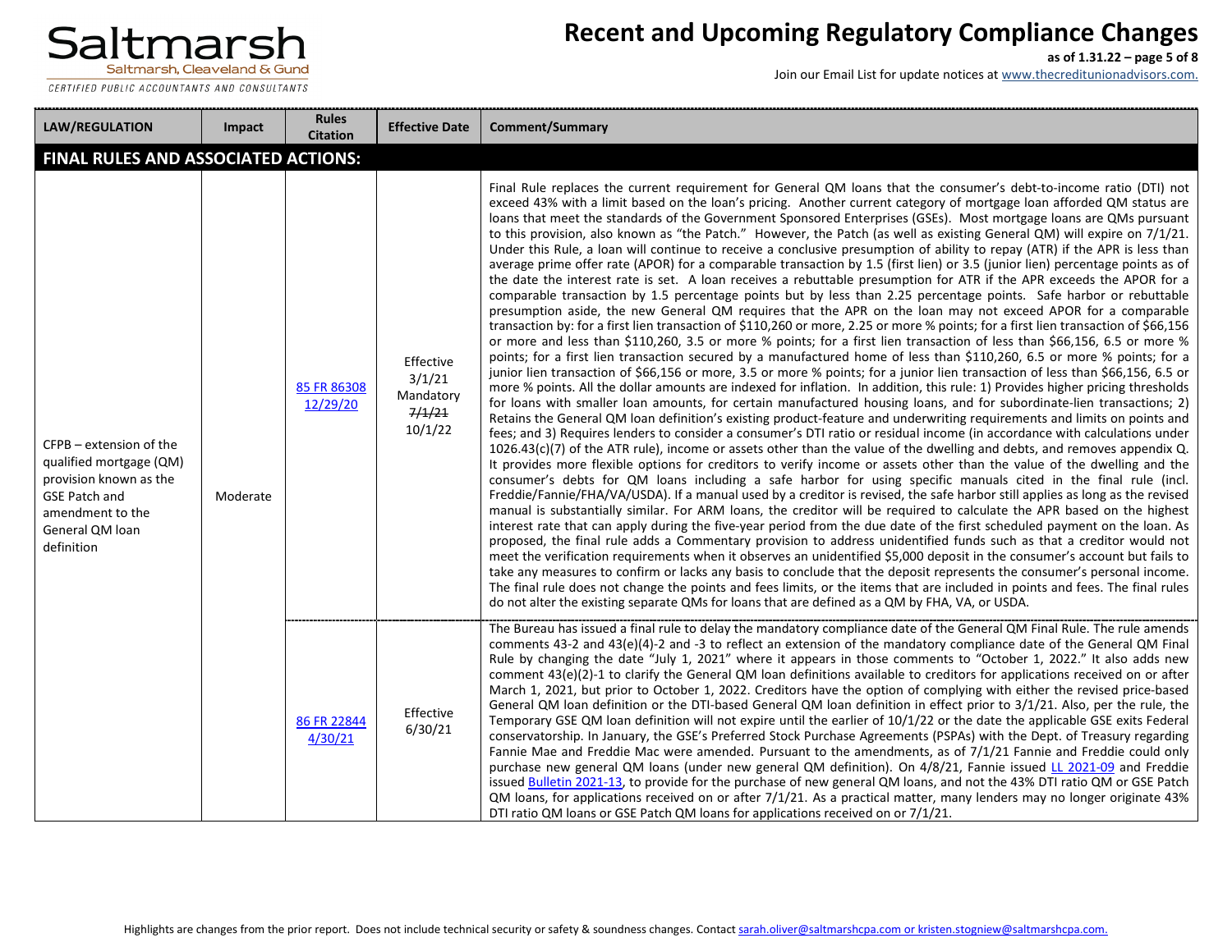| LAW/REGULATION | Impact | Rules Citation | Effective Date | Comment/Summary |
|---|---|---|---|---|
| **FINAL RULES AND ASSOCIATED ACTIONS:** | | | | |
| CFPB – extension of the qualified mortgage (QM) provision known as the GSE Patch and amendment to the General QM loan definition | Moderate | [85 FR 86308 12/29/20]() | Effective 3/1/21 Mandatory ~~7/1/21~~ 10/1/22 | Final Rule replaces the current requirement for General QM loans that the consumer's debt-to-income ratio (DTI) not exceed 43% with a limit based on the loan's pricing. Another current category of mortgage loan afforded QM status are loans that meet the standards of the Government Sponsored Enterprises (GSEs). Most mortgage loans are QMs pursuant to this provision, also known as "the Patch." However, the Patch (as well as existing General QM) will expire on 7/1/21. Under this Rule, a loan will continue to receive a conclusive presumption of ability to repay (ATR) if the APR is less than average prime offer rate (APOR) for a comparable transaction by 1.5 (first lien) or 3.5 (junior lien) percentage points as of the date the interest rate is set. A loan receives a rebuttable presumption for ATR if the APR exceeds the APOR for a comparable transaction by 1.5 percentage points but by less than 2.25 percentage points. Safe harbor or rebuttable presumption aside, the new General QM requires that the APR on the loan may not exceed APOR for a comparable transaction by: for a first lien transaction of $110,260 or more, 2.25 or more % points; for a first lien transaction of $66,156 or more and less than $110,260, 3.5 or more % points; for a first lien transaction of less than $66,156, 6.5 or more % points; for a first lien transaction secured by a manufactured home of less than $110,260, 6.5 or more % points; for a junior lien transaction of $66,156 or more, 3.5 or more % points; for a junior lien transaction of less than $66,156, 6.5 or more % points. All the dollar amounts are indexed for inflation. In addition, this rule: 1) Provides higher pricing thresholds for loans with smaller loan amounts, for certain manufactured housing loans, and for subordinate-lien transactions; 2) Retains the General QM loan definition's existing product-feature and underwriting requirements and limits on points and fees; and 3) Requires lenders to consider a consumer's DTI ratio or residual income (in accordance with calculations under 1026.43(c)(7) of the ATR rule), income or assets other than the value of the dwelling and debts, and removes appendix Q. It provides more flexible options for creditors to verify income or assets other than the value of the dwelling and the consumer's debts for QM loans including a safe harbor for using specific manuals cited in the final rule (incl. Freddie/Fannie/FHA/VA/USDA). If a manual used by a creditor is revised, the safe harbor still applies as long as the revised manual is substantially similar. For ARM loans, the creditor will be required to calculate the APR based on the highest interest rate that can apply during the five-year period from the due date of the first scheduled payment on the loan. As proposed, the final rule adds a Commentary provision to address unidentified funds such as that a creditor would not meet the verification requirements when it observes an unidentified $5,000 deposit in the consumer's account but fails to take any measures to confirm or lacks any basis to conclude that the deposit represents the consumer's personal income. The final rule does not change the points and fees limits, or the items that are included in points and fees. The final rules do not alter the existing separate QMs for loans that are defined as a QM by FHA, VA, or USDA. |
| | | [86 FR 22844 4/30/21]() | Effective 6/30/21 | The Bureau has issued a final rule to delay the mandatory compliance date of the General QM Final Rule. The rule amends comments 43-2 and 43(e)(4)-2 and -3 to reflect an extension of the mandatory compliance date of the General QM Final Rule by changing the date "July 1, 2021" where it appears in those comments to "October 1, 2022." It also adds new comment 43(e)(2)-1 to clarify the General QM loan definitions available to creditors for applications received on or after March 1, 2021, but prior to October 1, 2022. Creditors have the option of complying with either the revised price-based General QM loan definition or the DTI-based General QM loan definition in effect prior to 3/1/21. Also, per the rule, the Temporary GSE QM loan definition will not expire until the earlier of 10/1/22 or the date the applicable GSE exits Federal conservatorship. In January, the GSE's Preferred Stock Purchase Agreements (PSPAs) with the Dept. of Treasury regarding Fannie Mae and Freddie Mac were amended. Pursuant to the amendments, as of 7/1/21 Fannie and Freddie could only purchase new general QM loans (under new general QM definition). On 4/8/21, Fannie issued [LL 2021-09]() and Freddie issued [Bulletin 2021-13](), to provide for the purchase of new general QM loans, and not the 43% DTI ratio QM or GSE Patch QM loans, for applications received on or after 7/1/21. As a practical matter, many lenders may no longer originate 43% DTI ratio QM loans or GSE Patch QM loans for applications received on or 7/1/21. |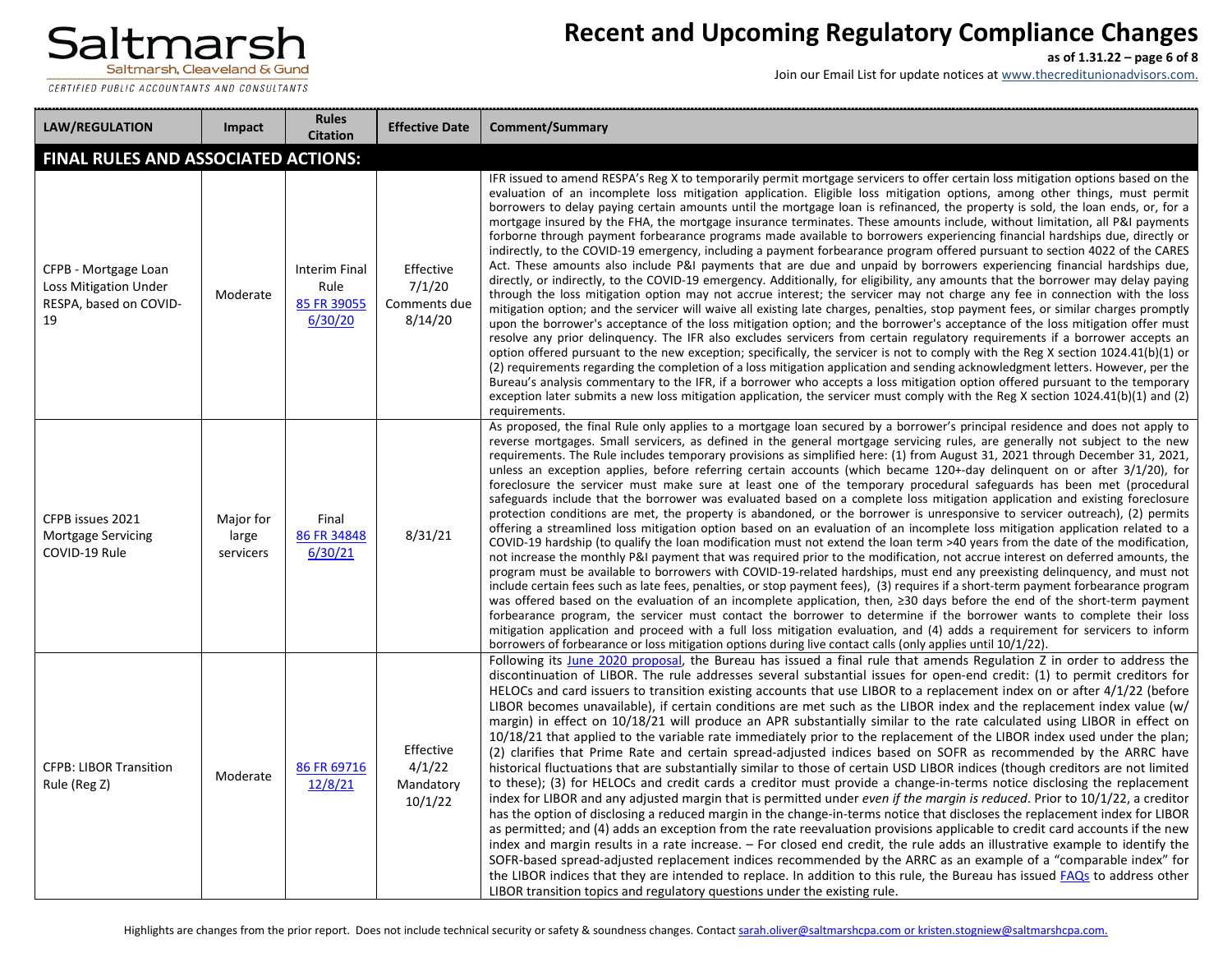| LAW/REGULATION | Impact | Rules Citation | Effective Date | Comment/Summary |
|---|---|---|---|---|
| **FINAL RULES AND ASSOCIATED ACTIONS:** | | | | |
| CFPB - Mortgage Loan Loss Mitigation Under RESPA, based on COVID-19 | Moderate | Interim Final Rule 85 FR 39055 6/30/20 | Effective 7/1/20 Comments due 8/14/20 | IFR issued to amend RESPA's Reg X to temporarily permit mortgage servicers to offer certain loss mitigation options based on the evaluation of an incomplete loss mitigation application. Eligible loss mitigation options, among other things, must permit borrowers to delay paying certain amounts until the mortgage loan is refinanced, the property is sold, the loan ends, or, for a mortgage insured by the FHA, the mortgage insurance terminates. These amounts include, without limitation, all P&I payments forborne through payment forbearance programs made available to borrowers experiencing financial hardships due, directly or indirectly, to the COVID-19 emergency, including a payment forbearance program offered pursuant to section 4022 of the CARES Act. These amounts also include P&I payments that are due and unpaid by borrowers experiencing financial hardships due, directly, or indirectly, to the COVID-19 emergency. Additionally, for eligibility, any amounts that the borrower may delay paying through the loss mitigation option may not accrue interest; the servicer may not charge any fee in connection with the loss mitigation option; and the servicer will waive all existing late charges, penalties, stop payment fees, or similar charges promptly upon the borrower's acceptance of the loss mitigation option; and the borrower's acceptance of the loss mitigation offer must resolve any prior delinquency. The IFR also excludes servicers from certain regulatory requirements if a borrower accepts an option offered pursuant to the new exception; specifically, the servicer is not to comply with the Reg X section 1024.41(b)(1) or (2) requirements regarding the completion of a loss mitigation application and sending acknowledgment letters. However, per the Bureau's analysis commentary to the IFR, if a borrower who accepts a loss mitigation option offered pursuant to the temporary exception later submits a new loss mitigation application, the servicer must comply with the Reg X section 1024.41(b)(1) and (2) requirements. |
| CFPB issues 2021 Mortgage Servicing COVID-19 Rule | Major for large servicers | Final 86 FR 34848 6/30/21 | 8/31/21 | As proposed, the final Rule only applies to a mortgage loan secured by a borrower's principal residence and does not apply to reverse mortgages. Small servicers, as defined in the general mortgage servicing rules, are generally not subject to the new requirements. The Rule includes temporary provisions as simplified here: (1) from August 31, 2021 through December 31, 2021, unless an exception applies, before referring certain accounts (which became 120+-day delinquent on or after 3/1/20), for foreclosure the servicer must make sure at least one of the temporary procedural safeguards has been met (procedural safeguards include that the borrower was evaluated based on a complete loss mitigation application and existing foreclosure protection conditions are met, the property is abandoned, or the borrower is unresponsive to servicer outreach), (2) permits offering a streamlined loss mitigation option based on an evaluation of an incomplete loss mitigation application related to a COVID-19 hardship (to qualify the loan modification must not extend the loan term >40 years from the date of the modification, not increase the monthly P&I payment that was required prior to the modification, not accrue interest on deferred amounts, the program must be available to borrowers with COVID-19-related hardships, must end any preexisting delinquency, and must not include certain fees such as late fees, penalties, or stop payment fees), (3) requires if a short-term payment forbearance program was offered based on the evaluation of an incomplete application, then, ≥30 days before the end of the short-term payment forbearance program, the servicer must contact the borrower to determine if the borrower wants to complete their loss mitigation application and proceed with a full loss mitigation evaluation, and (4) adds a requirement for servicers to inform borrowers of forbearance or loss mitigation options during live contact calls (only applies until 10/1/22). |
| CFPB: LIBOR Transition Rule (Reg Z) | Moderate | 86 FR 69716 12/8/21 | Effective 4/1/22 Mandatory 10/1/22 | Following its June 2020 proposal, the Bureau has issued a final rule that amends Regulation Z in order to address the discontinuation of LIBOR. The rule addresses several substantial issues for open-end credit: (1) to permit creditors for HELOCs and card issuers to transition existing accounts that use LIBOR to a replacement index on or after 4/1/22 (before LIBOR becomes unavailable), if certain conditions are met such as the LIBOR index and the replacement index value (w/ margin) in effect on 10/18/21 will produce an APR substantially similar to the rate calculated using LIBOR in effect on 10/18/21 that applied to the variable rate immediately prior to the replacement of the LIBOR index used under the plan; (2) clarifies that Prime Rate and certain spread-adjusted indices based on SOFR as recommended by the ARRC have historical fluctuations that are substantially similar to those of certain USD LIBOR indices (though creditors are not limited to these); (3) for HELOCs and credit cards a creditor must provide a change-in-terms notice disclosing the replacement index for LIBOR and any adjusted margin that is permitted under *even if the margin is reduced*. Prior to 10/1/22, a creditor has the option of disclosing a reduced margin in the change-in-terms notice that discloses the replacement index for LIBOR as permitted; and (4) adds an exception from the rate reevaluation provisions applicable to credit card accounts if the new index and margin results in a rate increase. – For closed end credit, the rule adds an illustrative example to identify the SOFR-based spread-adjusted replacement indices recommended by the ARRC as an example of a "comparable index" for the LIBOR indices that they are intended to replace. In addition to this rule, the Bureau has issued FAQs to address other LIBOR transition topics and regulatory questions under the existing rule. |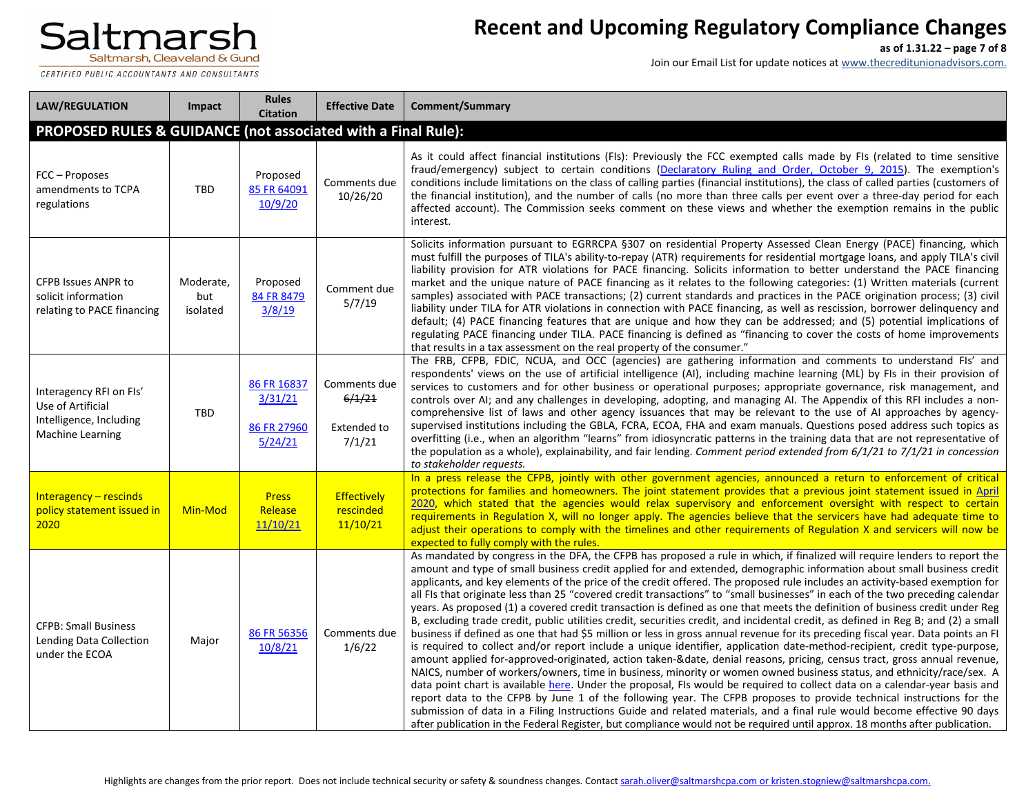| LAW/REGULATION | Impact | Rules Citation | Effective Date | Comment/Summary |
|---|---|---|---|---|
| **PROPOSED RULES & GUIDANCE (not associated with a Final Rule):** | | | | |
| FCC – Proposes amendments to TCPA regulations | TBD | Proposed 85 FR 64091 10/9/20 | Comments due 10/26/20 | As it could affect financial institutions (FIs): Previously the FCC exempted calls made by FIs (related to time sensitive fraud/emergency) subject to certain conditions (Declaratory Ruling and Order, October 9, 2015). The exemption's conditions include limitations on the class of calling parties (financial institutions), the class of called parties (customers of the financial institution), and the number of calls (no more than three calls per event over a three-day period for each affected account). The Commission seeks comment on these views and whether the exemption remains in the public interest. |
| CFPB Issues ANPR to solicit information relating to PACE financing | Moderate, but isolated | Proposed 84 FR 8479 3/8/19 | Comment due 5/7/19 | Solicits information pursuant to EGRRCPA §307 on residential Property Assessed Clean Energy (PACE) financing, which must fulfill the purposes of TILA's ability-to-repay (ATR) requirements for residential mortgage loans, and apply TILA's civil liability provision for ATR violations for PACE financing. Solicits information to better understand the PACE financing market and the unique nature of PACE financing as it relates to the following categories: (1) Written materials (current samples) associated with PACE transactions; (2) current standards and practices in the PACE origination process; (3) civil liability under TILA for ATR violations in connection with PACE financing, as well as rescission, borrower delinquency and default; (4) PACE financing features that are unique and how they can be addressed; and (5) potential implications of regulating PACE financing under TILA. PACE financing is defined as "financing to cover the costs of home improvements that results in a tax assessment on the real property of the consumer." |
| Interagency RFI on FIs' Use of Artificial Intelligence, Including Machine Learning | TBD | 86 FR 16837 3/31/21<br><br>86 FR 27960 5/24/21 | Comments due ~~6/1/21~~<br><br>Extended to 7/1/21 | The FRB, CFPB, FDIC, NCUA, and OCC (agencies) are gathering information and comments to understand FIs' and respondents' views on the use of artificial intelligence (AI), including machine learning (ML) by FIs in their provision of services to customers and for other business or operational purposes; appropriate governance, risk management, and controls over AI; and any challenges in developing, adopting, and managing AI. The Appendix of this RFI includes a non-comprehensive list of laws and other agency issuances that may be relevant to the use of AI approaches by agency-supervised institutions including the GBLA, FCRA, ECOA, FHA and exam manuals. Questions posed address such topics as overfitting (i.e., when an algorithm "learns" from idiosyncratic patterns in the training data that are not representative of the population as a whole), explainability, and fair lending. *Comment period extended from 6/1/21 to 7/1/21 in concession to stakeholder requests.* |
| Interagency – rescinds policy statement issued in 2020 | Min-Mod | Press Release 11/10/21 | Effectively rescinded 11/10/21 | In a press release the CFPB, jointly with other government agencies, announced a return to enforcement of critical protections for families and homeowners. The joint statement provides that a previous joint statement issued in April 2020, which stated that the agencies would relax supervisory and enforcement oversight with respect to certain requirements in Regulation X, will no longer apply. The agencies believe that the servicers have had adequate time to adjust their operations to comply with the timelines and other requirements of Regulation X and servicers will now be expected to fully comply with the rules. |
| CFPB: Small Business Lending Data Collection under the ECOA | Major | 86 FR 56356 10/8/21 | Comments due 1/6/22 | As mandated by congress in the DFA, the CFPB has proposed a rule in which, if finalized will require lenders to report the amount and type of small business credit applied for and extended, demographic information about small business credit applicants, and key elements of the price of the credit offered. The proposed rule includes an activity-based exemption for all FIs that originate less than 25 "covered credit transactions" to "small businesses" in each of the two preceding calendar years. As proposed (1) a covered credit transaction is defined as one that meets the definition of business credit under Reg B, excluding trade credit, public utilities credit, securities credit, and incidental credit, as defined in Reg B; and (2) a small business if defined as one that had $5 million or less in gross annual revenue for its preceding fiscal year. Data points an FI is required to collect and/or report include a unique identifier, application date-method-recipient, credit type-purpose, amount applied for-approved-originated, action taken-&date, denial reasons, pricing, census tract, gross annual revenue, NAICS, number of workers/owners, time in business, minority or women owned business status, and ethnicity/race/sex. A data point chart is available here. Under the proposal, FIs would be required to collect data on a calendar-year basis and report data to the CFPB by June 1 of the following year. The CFPB proposes to provide technical instructions for the submission of data in a Filing Instructions Guide and related materials, and a final rule would become effective 90 days after publication in the Federal Register, but compliance would not be required until approx. 18 months after publication. |

Highlights are changes from the prior report. Does not include technical security or safety & soundness changes. Contact sarah.oliver@saltmarshcpa.com or kristen.stogniew@saltmarshcpa.com.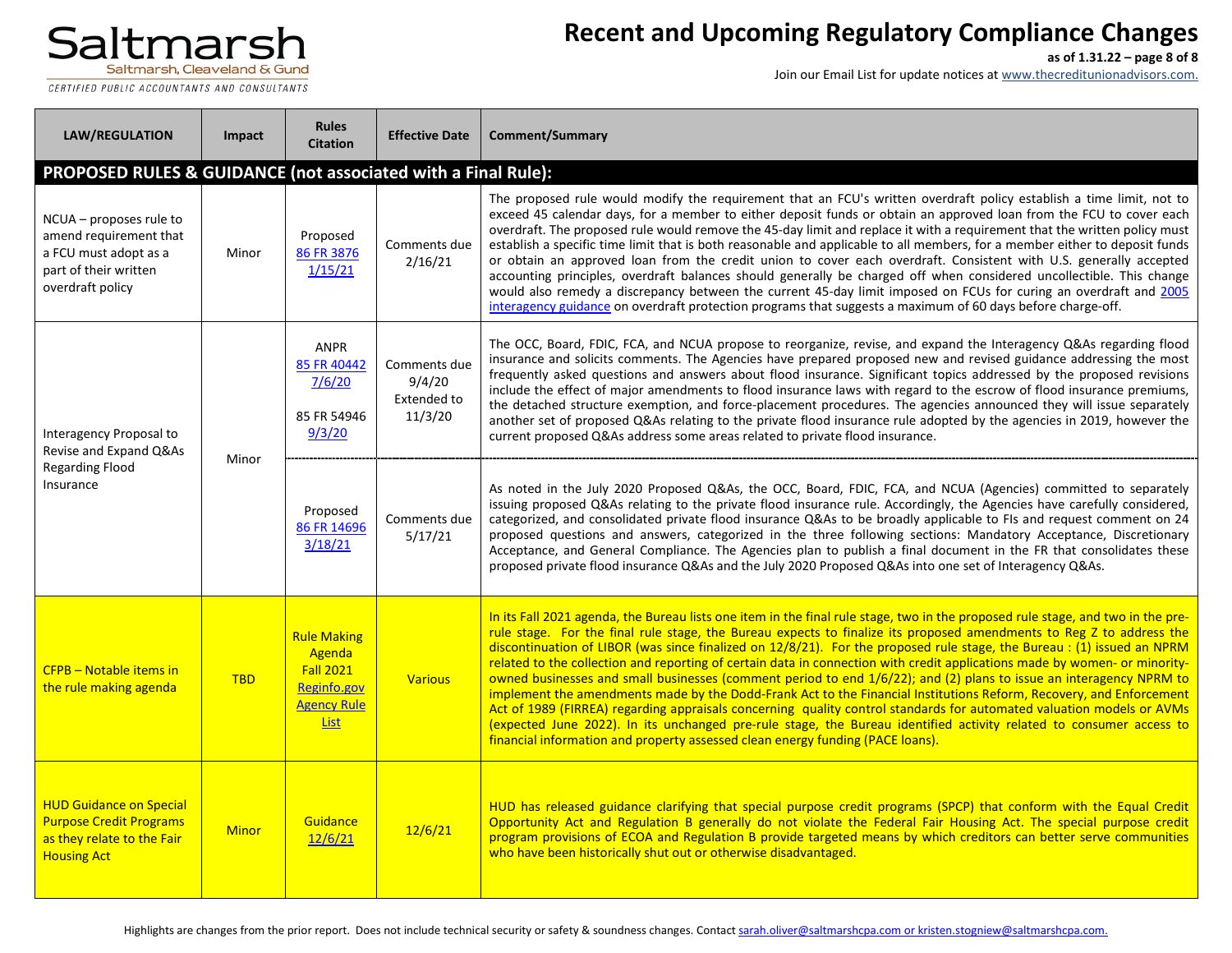# Recent and Upcoming Regulatory Compliance Changes

**as of 1.31.22**

Join our Email List for update notices at www.thecreditunionadvisors.com.

| LAW/REGULATION | Impact | Rules Citation | Effective Date | Comment/Summary |
|---|---|---|---|---|
| **PROPOSED RULES & GUIDANCE (not associated with a Final Rule):** | | | | |
| NCUA – proposes rule to amend requirement that a FCU must adopt as a part of their written overdraft policy | Minor | Proposed 86 FR 3876 1/15/21 | Comments due 2/16/21 | The proposed rule would modify the requirement that an FCU's written overdraft policy establish a time limit, not to exceed 45 calendar days, for a member to either deposit funds or obtain an approved loan from the FCU to cover each overdraft. The proposed rule would remove the 45-day limit and replace it with a requirement that the written policy must establish a specific time limit that is both reasonable and applicable to all members, for a member either to deposit funds or obtain an approved loan from the credit union to cover each overdraft. Consistent with U.S. generally accepted accounting principles, overdraft balances should generally be charged off when considered uncollectible. This change would also remedy a discrepancy between the current 45-day limit imposed on FCUs for curing an overdraft and 2005 interagency guidance on overdraft protection programs that suggests a maximum of 60 days before charge-off. |
| Interagency Proposal to Revise and Expand Q&As Regarding Flood Insurance | Minor | ANPR 85 FR 40442 7/6/20<br><br>85 FR 54946 9/3/20 | Comments due 9/4/20 Extended to 11/3/20 | The OCC, Board, FDIC, FCA, and NCUA propose to reorganize, revise, and expand the Interagency Q&As regarding flood insurance and solicits comments. The Agencies have prepared proposed new and revised guidance addressing the most frequently asked questions and answers about flood insurance. Significant topics addressed by the proposed revisions include the effect of major amendments to flood insurance laws with regard to the escrow of flood insurance premiums, the detached structure exemption, and force-placement procedures. The agencies announced they will issue separately another set of proposed Q&As relating to the private flood insurance rule adopted by the agencies in 2019, however the current proposed Q&As address some areas related to private flood insurance. |
| | | Proposed 86 FR 14696 3/18/21 | Comments due 5/17/21 | As noted in the July 2020 Proposed Q&As, the OCC, Board, FDIC, FCA, and NCUA (Agencies) committed to separately issuing proposed Q&As relating to the private flood insurance rule. Accordingly, the Agencies have carefully considered, categorized, and consolidated private flood insurance Q&As to be broadly applicable to FIs and request comment on 24 proposed questions and answers, categorized in the three following sections: Mandatory Acceptance, Discretionary Acceptance, and General Compliance. The Agencies plan to publish a final document in the FR that consolidates these proposed private flood insurance Q&As and the July 2020 Proposed Q&As into one set of Interagency Q&As. |
| CFPB – Notable items in the rule making agenda | TBD | Rule Making Agenda Fall 2021 Reginfo.gov Agency Rule List | Various | In its Fall 2021 agenda, the Bureau lists one item in the final rule stage, two in the proposed rule stage, and two in the pre-rule stage. For the final rule stage, the Bureau expects to finalize its proposed amendments to Reg Z to address the discontinuation of LIBOR (was since finalized on 12/8/21). For the proposed rule stage, the Bureau : (1) issued an NPRM related to the collection and reporting of certain data in connection with credit applications made by women- or minority-owned businesses and small businesses (comment period to end 1/6/22); and (2) plans to issue an interagency NPRM to implement the amendments made by the Dodd-Frank Act to the Financial Institutions Reform, Recovery, and Enforcement Act of 1989 (FIRREA) regarding appraisals concerning quality control standards for automated valuation models or AVMs (expected June 2022). In its unchanged pre-rule stage, the Bureau identified activity related to consumer access to financial information and property assessed clean energy funding (PACE loans). |
| HUD Guidance on Special Purpose Credit Programs as they relate to the Fair Housing Act | Minor | Guidance 12/6/21 | 12/6/21 | HUD has released guidance clarifying that special purpose credit programs (SPCP) that conform with the Equal Credit Opportunity Act and Regulation B generally do not violate the Federal Fair Housing Act. The special purpose credit program provisions of ECOA and Regulation B provide targeted means by which creditors can better serve communities who have been historically shut out or otherwise disadvantaged. |

Highlights are changes from the prior report. Does not include technical security or safety & soundness changes. Contact sarah.oliver@saltmarshcpa.com or kristen.stogniew@saltmarshcpa.com.